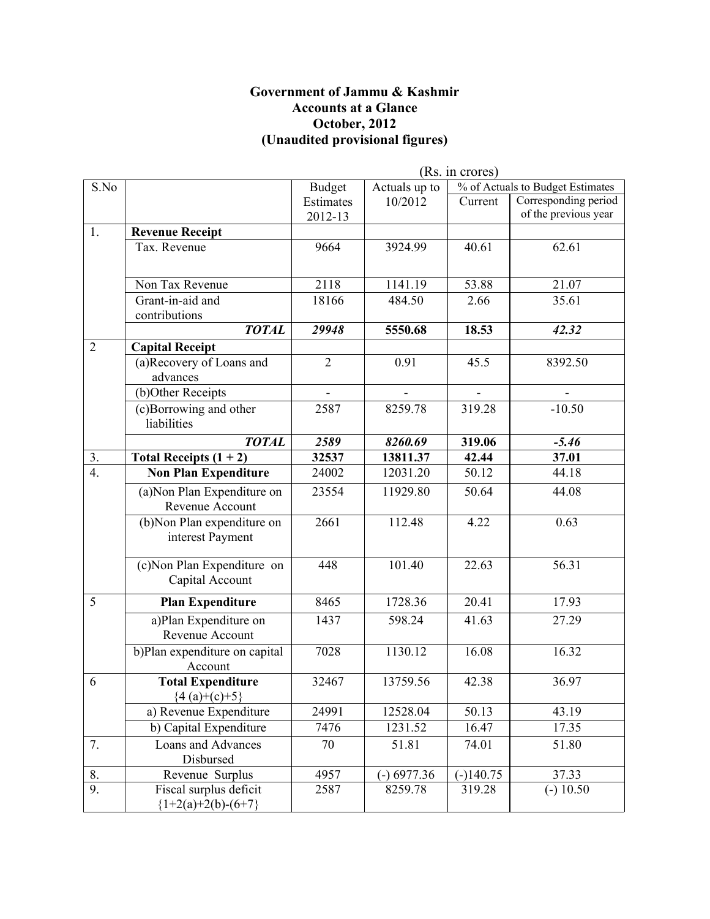# Government of Jammu & Kashmir
## Accounts at a Glance
## October, 2012
## (Unaudited provisional figures)

(Rs. in crores)

| S.No | | Budget Estimates 2012-13 | Actuals up to 10/2012 | % of Actuals to Budget Estimates | |
|---|---|---|---|---|---|
| | | | | Current | Corresponding period of the previous year |
| 1. | **Revenue Receipt** | | | | |
| | Tax. Revenue | 9664 | 3924.99 | 40.61 | 62.61 |
| | Non Tax Revenue | 2118 | 1141.19 | 53.88 | 21.07 |
| | Grant-in-aid and contributions | 18166 | 484.50 | 2.66 | 35.61 |
| | ***TOTAL*** | ***29948*** | **5550.68** | **18.53** | ***42.32*** |
| 2 | **Capital Receipt** | | | | |
| | (a)Recovery of Loans and advances | 2 | 0.91 | 45.5 | 8392.50 |
| | (b)Other Receipts | - | - | - | - |
| | (c)Borrowing and other liabilities | 2587 | 8259.78 | 319.28 | -10.50 |
| | ***TOTAL*** | ***2589*** | ***8260.69*** | **319.06** | ***-5.46*** |
| 3. | **Total Receipts (1 + 2)** | **32537** | **13811.37** | **42.44** | **37.01** |
| 4. | **Non Plan Expenditure** | 24002 | 12031.20 | 50.12 | 44.18 |
| | (a)Non Plan Expenditure on Revenue Account | 23554 | 11929.80 | 50.64 | 44.08 |
| | (b)Non Plan expenditure on interest Payment | 2661 | 112.48 | 4.22 | 0.63 |
| | (c)Non Plan Expenditure on Capital Account | 448 | 101.40 | 22.63 | 56.31 |
| 5 | **Plan Expenditure** | 8465 | 1728.36 | 20.41 | 17.93 |
| | a)Plan Expenditure on Revenue Account | 1437 | 598.24 | 41.63 | 27.29 |
| | b)Plan expenditure on capital Account | 7028 | 1130.12 | 16.08 | 16.32 |
| 6 | **Total Expenditure** {4 (a)+(c)+5} | 32467 | 13759.56 | 42.38 | 36.97 |
| | a) Revenue Expenditure | 24991 | 12528.04 | 50.13 | 43.19 |
| | b) Capital Expenditure | 7476 | 1231.52 | 16.47 | 17.35 |
| 7. | Loans and Advances Disbursed | 70 | 51.81 | 74.01 | 51.80 |
| 8. | Revenue Surplus | 4957 | (-) 6977.36 | (-)140.75 | 37.33 |
| 9. | Fiscal surplus deficit {1+2(a)+2(b)-(6+7} | 2587 | 8259.78 | 319.28 | (-) 10.50 |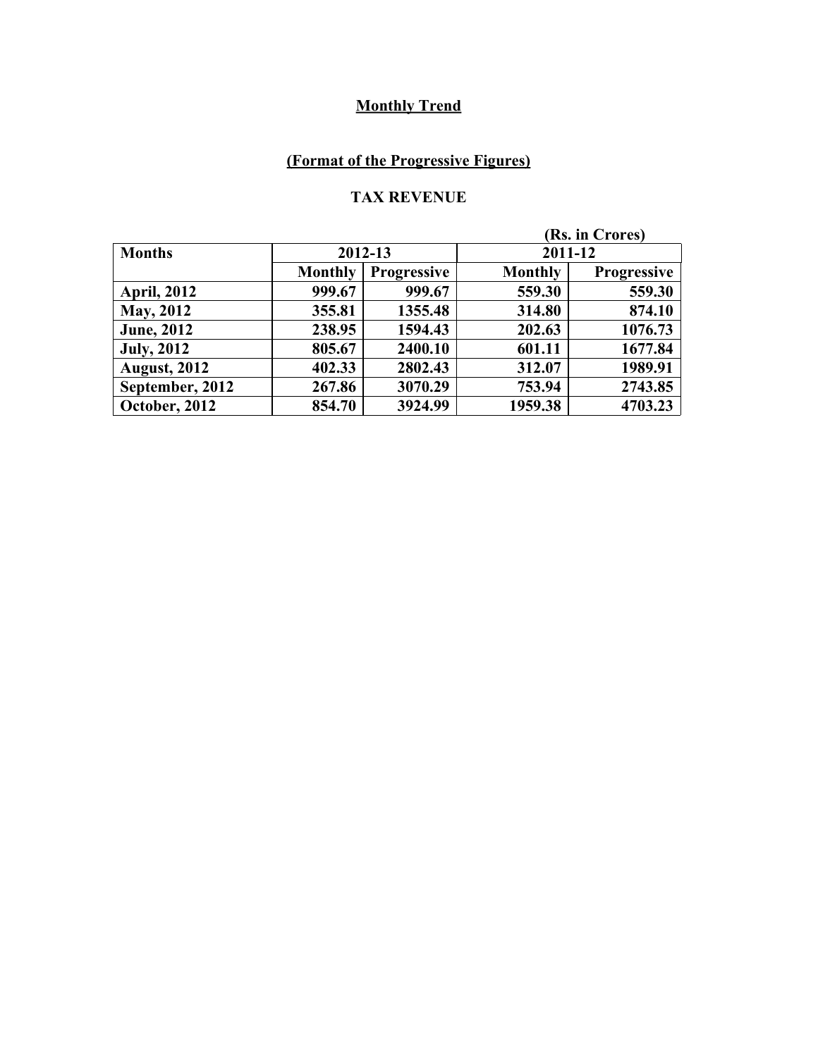**Monthly Trend**

**(Format of the Progressive Figures)**

**TAX REVENUE**

(Rs. in Crores)

| Months | 2012-13 | | 2011-12 | |
|---|---|---|---|---|
| | Monthly | Progressive | Monthly | Progressive |
| April, 2012 | 999.67 | 999.67 | 559.30 | 559.30 |
| May, 2012 | 355.81 | 1355.48 | 314.80 | 874.10 |
| June, 2012 | 238.95 | 1594.43 | 202.63 | 1076.73 |
| July, 2012 | 805.67 | 2400.10 | 601.11 | 1677.84 |
| August, 2012 | 402.33 | 2802.43 | 312.07 | 1989.91 |
| September, 2012 | 267.86 | 3070.29 | 753.94 | 2743.85 |
| October, 2012 | 854.70 | 3924.99 | 1959.38 | 4703.23 |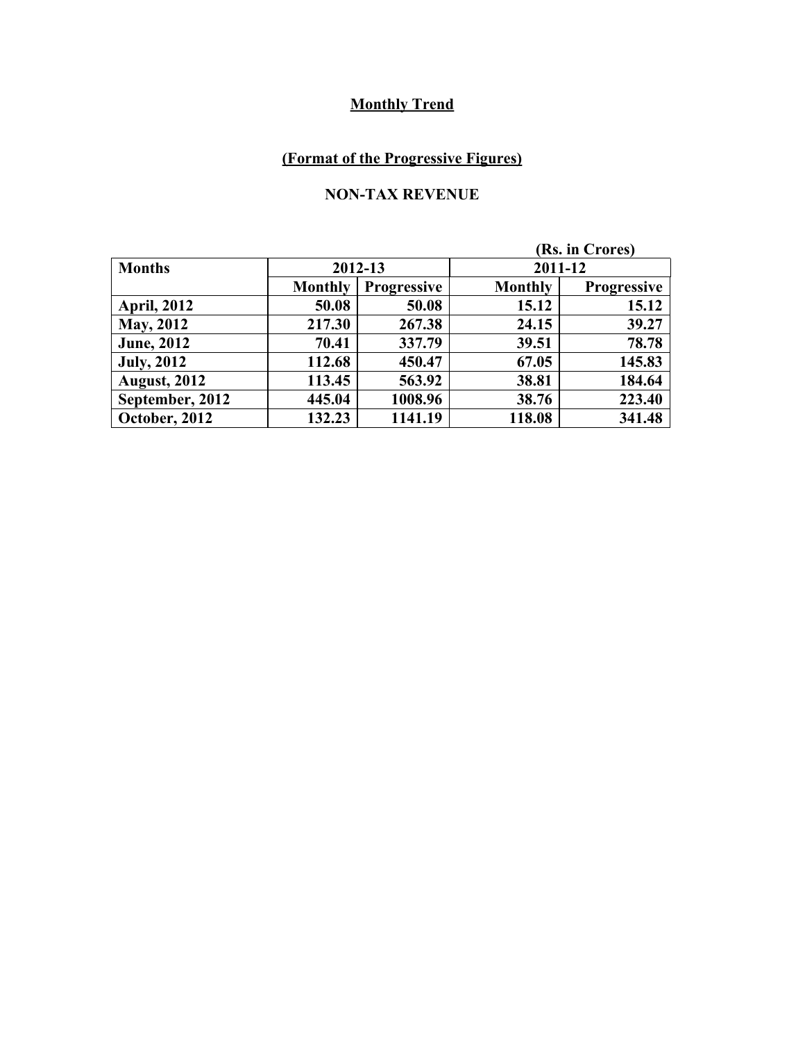## Monthly Trend

### (Format of the Progressive Figures)

### NON-TAX REVENUE

(Rs. in Crores)

| Months | 2012-13 | | 2011-12 | |
|---|---|---|---|---|
| | Monthly | Progressive | Monthly | Progressive |
| April, 2012 | 50.08 | 50.08 | 15.12 | 15.12 |
| May, 2012 | 217.30 | 267.38 | 24.15 | 39.27 |
| June, 2012 | 70.41 | 337.79 | 39.51 | 78.78 |
| July, 2012 | 112.68 | 450.47 | 67.05 | 145.83 |
| August, 2012 | 113.45 | 563.92 | 38.81 | 184.64 |
| September, 2012 | 445.04 | 1008.96 | 38.76 | 223.40 |
| October, 2012 | 132.23 | 1141.19 | 118.08 | 341.48 |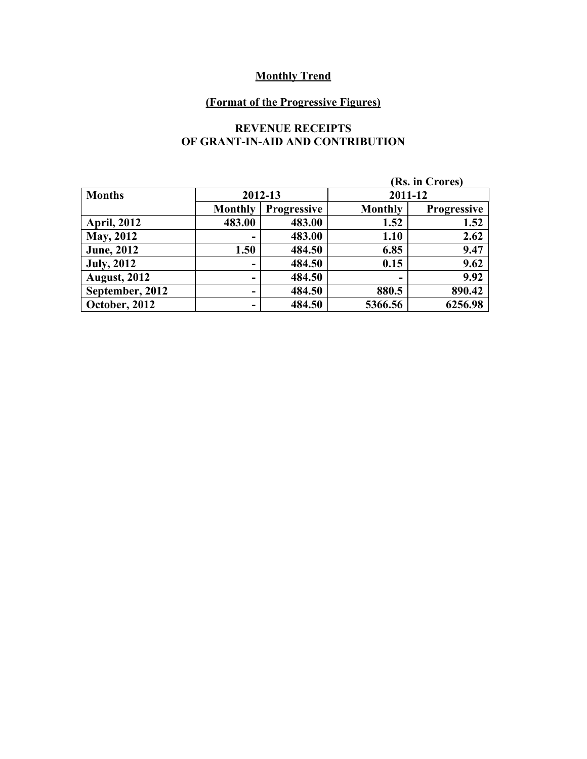**Monthly Trend**

**(Format of the Progressive Figures)**

**REVENUE RECEIPTS OF GRANT-IN-AID AND CONTRIBUTION**

(Rs. in Crores)

| Months | 2012-13 | | 2011-12 | |
|---|---|---|---|---|
| | Monthly | Progressive | Monthly | Progressive |
| April, 2012 | 483.00 | 483.00 | 1.52 | 1.52 |
| May, 2012 | - | 483.00 | 1.10 | 2.62 |
| June, 2012 | 1.50 | 484.50 | 6.85 | 9.47 |
| July, 2012 | - | 484.50 | 0.15 | 9.62 |
| August, 2012 | - | 484.50 | - | 9.92 |
| September, 2012 | - | 484.50 | 880.5 | 890.42 |
| October, 2012 | - | 484.50 | 5366.56 | 6256.98 |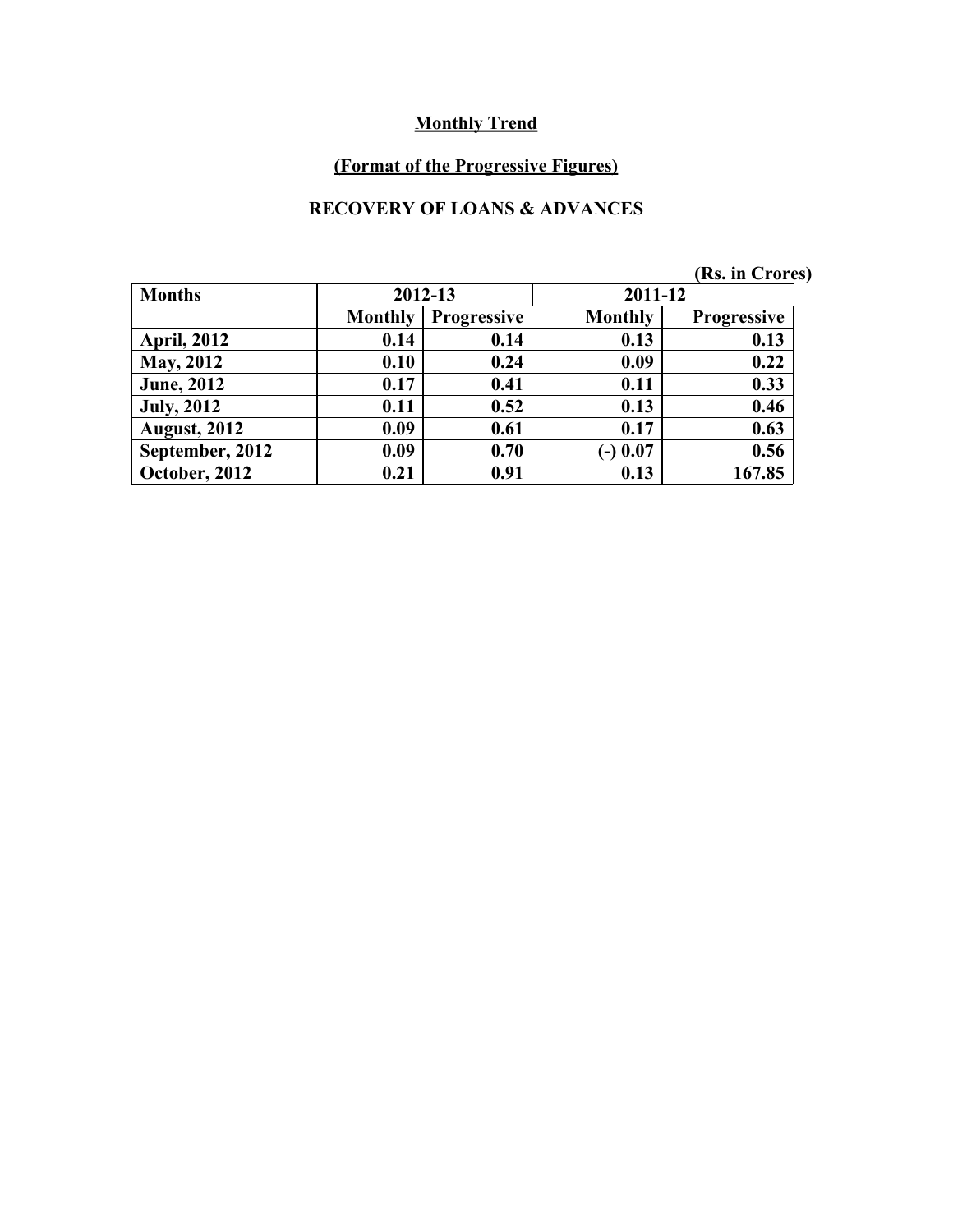**Monthly Trend**

**(Format of the Progressive Figures)**

**RECOVERY OF LOANS & ADVANCES**

**(Rs. in Crores)**

| Months | 2012-13 | | 2011-12 | |
|---|---|---|---|---|
| | Monthly | Progressive | Monthly | Progressive |
| April, 2012 | 0.14 | 0.14 | 0.13 | 0.13 |
| May, 2012 | 0.10 | 0.24 | 0.09 | 0.22 |
| June, 2012 | 0.17 | 0.41 | 0.11 | 0.33 |
| July, 2012 | 0.11 | 0.52 | 0.13 | 0.46 |
| August, 2012 | 0.09 | 0.61 | 0.17 | 0.63 |
| September, 2012 | 0.09 | 0.70 | (-) 0.07 | 0.56 |
| October, 2012 | 0.21 | 0.91 | 0.13 | 167.85 |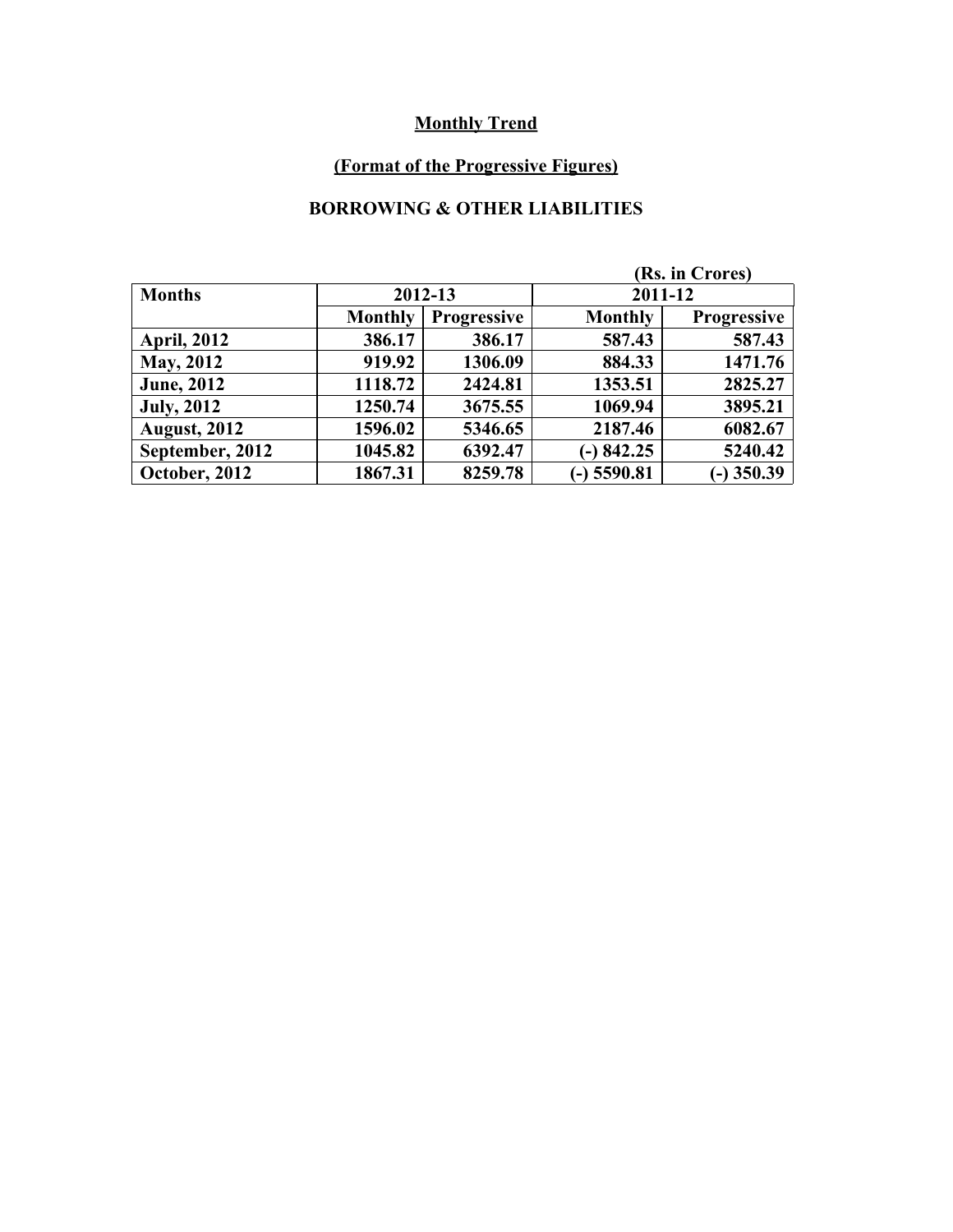**Monthly Trend**

**(Format of the Progressive Figures)**

**BORROWING & OTHER LIABILITIES**

(Rs. in Crores)

| Months | 2012-13 | | 2011-12 | |
|---|---|---|---|---|
| | Monthly | Progressive | Monthly | Progressive |
| April, 2012 | 386.17 | 386.17 | 587.43 | 587.43 |
| May, 2012 | 919.92 | 1306.09 | 884.33 | 1471.76 |
| June, 2012 | 1118.72 | 2424.81 | 1353.51 | 2825.27 |
| July, 2012 | 1250.74 | 3675.55 | 1069.94 | 3895.21 |
| August, 2012 | 1596.02 | 5346.65 | 2187.46 | 6082.67 |
| September, 2012 | 1045.82 | 6392.47 | (-) 842.25 | 5240.42 |
| October, 2012 | 1867.31 | 8259.78 | (-) 5590.81 | (-) 350.39 |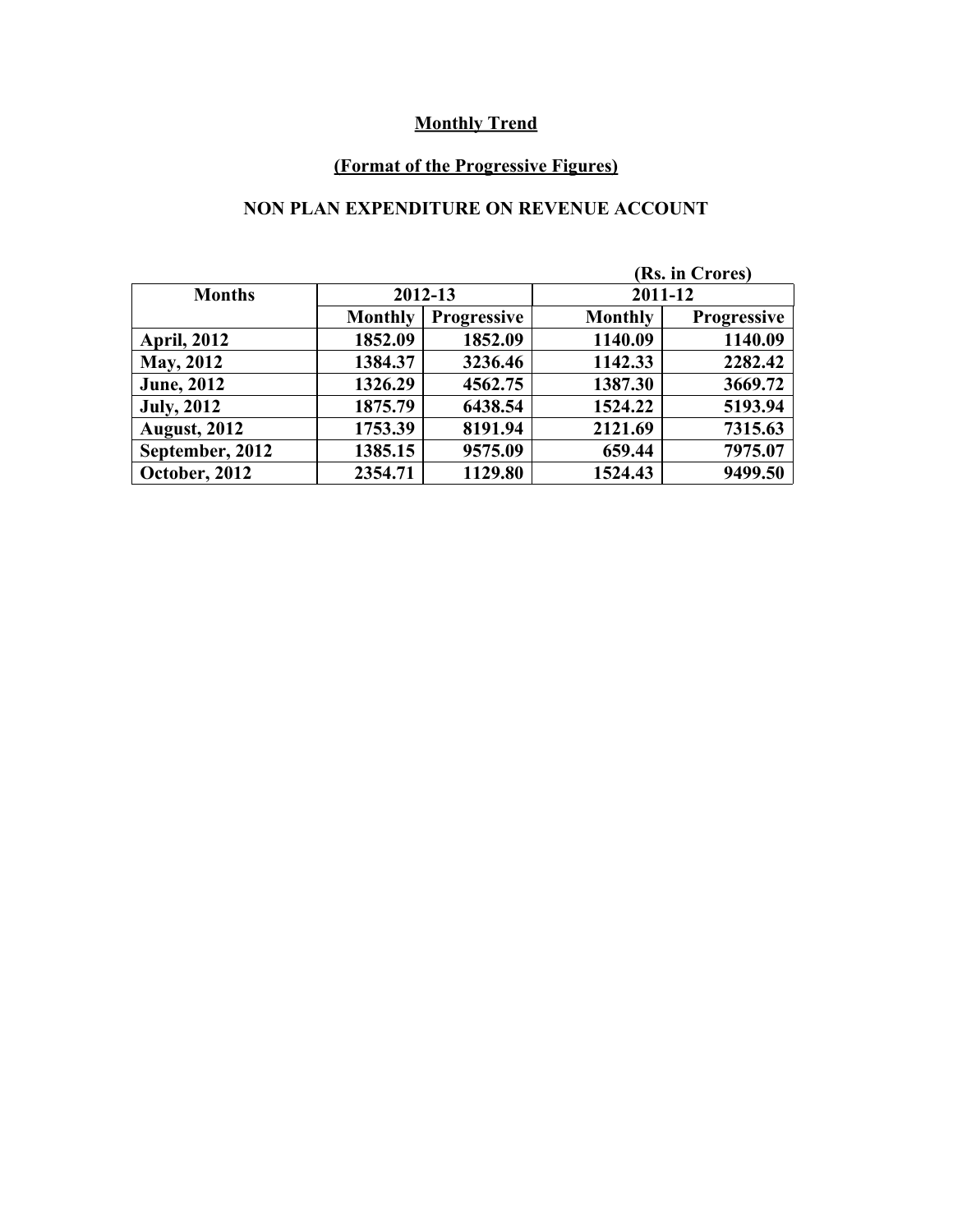**Monthly Trend**

**(Format of the Progressive Figures)**

**NON PLAN EXPENDITURE ON REVENUE ACCOUNT**

(Rs. in Crores)

| Months | 2012-13 | | 2011-12 | |
|---|---|---|---|---|
| | Monthly | Progressive | Monthly | Progressive |
| April, 2012 | 1852.09 | 1852.09 | 1140.09 | 1140.09 |
| May, 2012 | 1384.37 | 3236.46 | 1142.33 | 2282.42 |
| June, 2012 | 1326.29 | 4562.75 | 1387.30 | 3669.72 |
| July, 2012 | 1875.79 | 6438.54 | 1524.22 | 5193.94 |
| August, 2012 | 1753.39 | 8191.94 | 2121.69 | 7315.63 |
| September, 2012 | 1385.15 | 9575.09 | 659.44 | 7975.07 |
| October, 2012 | 2354.71 | 1129.80 | 1524.43 | 9499.50 |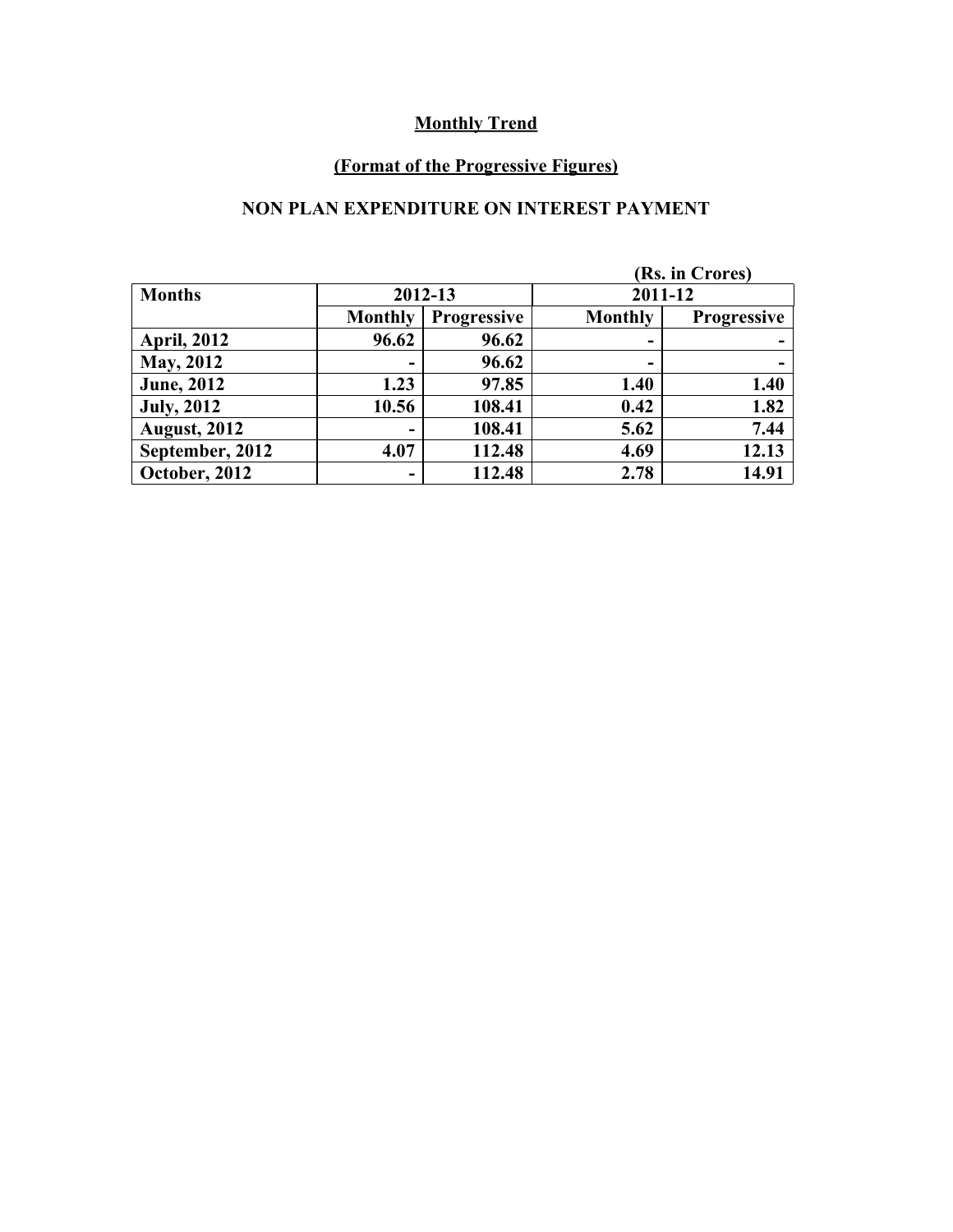**Monthly Trend**

**(Format of the Progressive Figures)**

**NON PLAN EXPENDITURE ON INTEREST PAYMENT**

(Rs. in Crores)

| Months | 2012-13 | | 2011-12 | |
|---|---|---|---|---|
| | Monthly | Progressive | Monthly | Progressive |
| April, 2012 | 96.62 | 96.62 | - | - |
| May, 2012 | - | 96.62 | - | - |
| June, 2012 | 1.23 | 97.85 | 1.40 | 1.40 |
| July, 2012 | 10.56 | 108.41 | 0.42 | 1.82 |
| August, 2012 | - | 108.41 | 5.62 | 7.44 |
| September, 2012 | 4.07 | 112.48 | 4.69 | 12.13 |
| October, 2012 | - | 112.48 | 2.78 | 14.91 |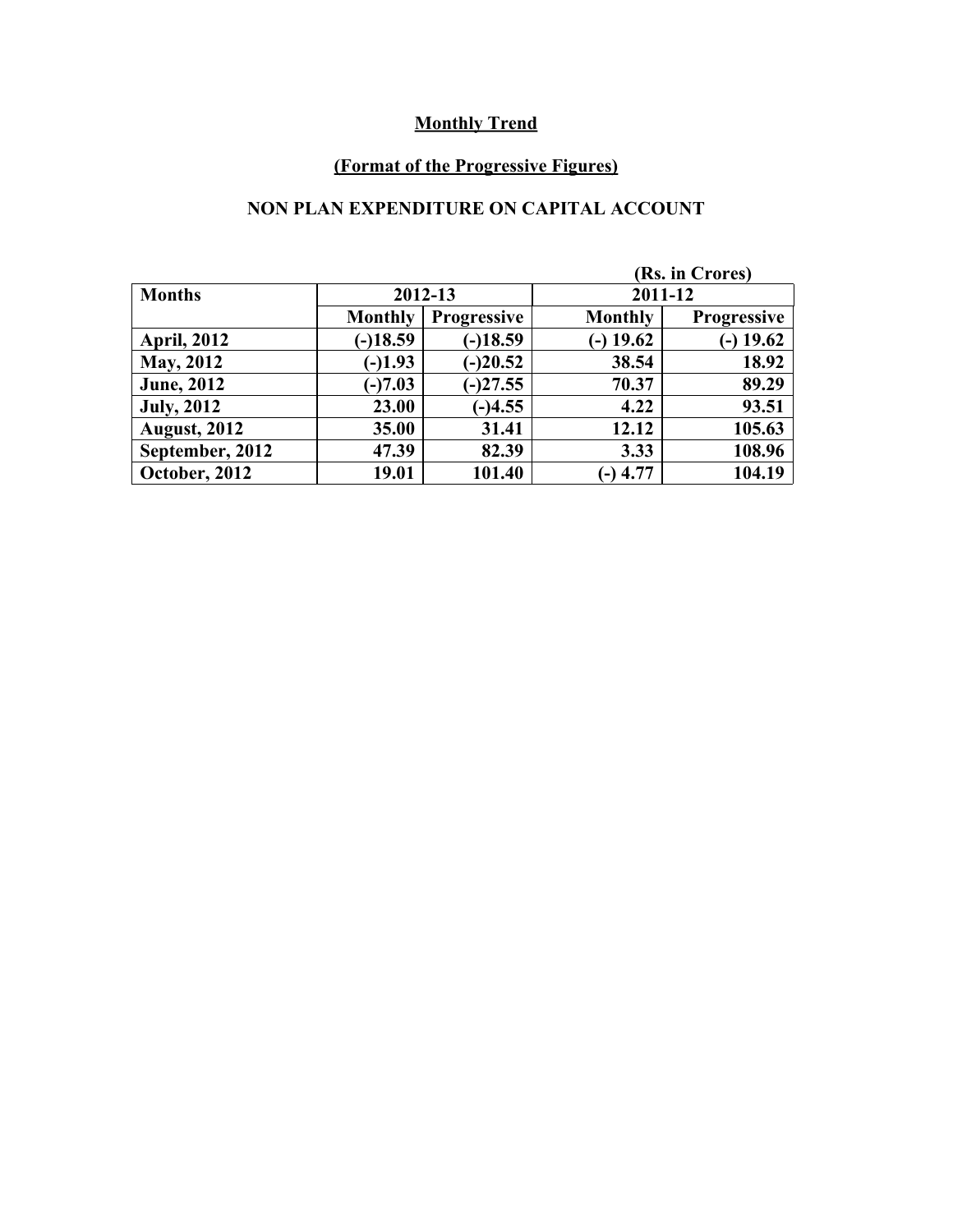## Monthly Trend

### (Format of the Progressive Figures)

### NON PLAN EXPENDITURE ON CAPITAL ACCOUNT

(Rs. in Crores)

| Months | 2012-13 | | 2011-12 | |
|---|---|---|---|---|
| | Monthly | Progressive | Monthly | Progressive |
| April, 2012 | (-)18.59 | (-)18.59 | (-) 19.62 | (-) 19.62 |
| May, 2012 | (-)1.93 | (-)20.52 | 38.54 | 18.92 |
| June, 2012 | (-)7.03 | (-)27.55 | 70.37 | 89.29 |
| July, 2012 | 23.00 | (-)4.55 | 4.22 | 93.51 |
| August, 2012 | 35.00 | 31.41 | 12.12 | 105.63 |
| September, 2012 | 47.39 | 82.39 | 3.33 | 108.96 |
| October, 2012 | 19.01 | 101.40 | (-) 4.77 | 104.19 |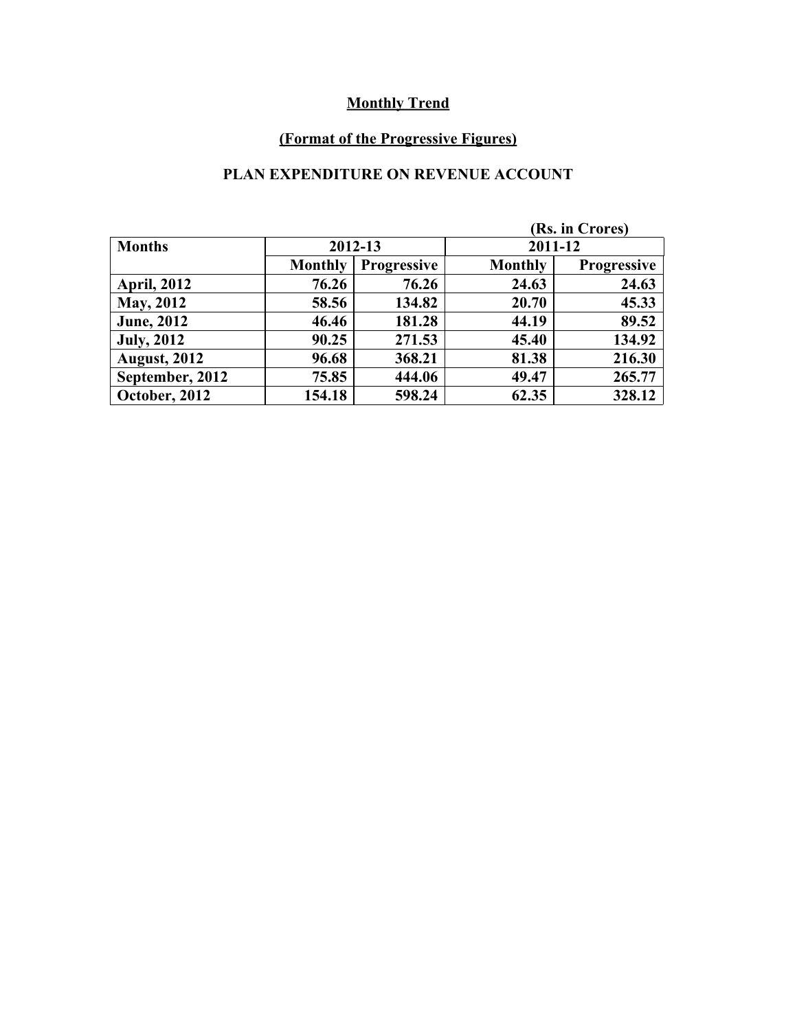**Monthly Trend**

**(Format of the Progressive Figures)**

**PLAN EXPENDITURE ON REVENUE ACCOUNT**

(Rs. in Crores)

| Months | 2012-13 | | 2011-12 | |
|---|---|---|---|---|
| | Monthly | Progressive | Monthly | Progressive |
| April, 2012 | 76.26 | 76.26 | 24.63 | 24.63 |
| May, 2012 | 58.56 | 134.82 | 20.70 | 45.33 |
| June, 2012 | 46.46 | 181.28 | 44.19 | 89.52 |
| July, 2012 | 90.25 | 271.53 | 45.40 | 134.92 |
| August, 2012 | 96.68 | 368.21 | 81.38 | 216.30 |
| September, 2012 | 75.85 | 444.06 | 49.47 | 265.77 |
| October, 2012 | 154.18 | 598.24 | 62.35 | 328.12 |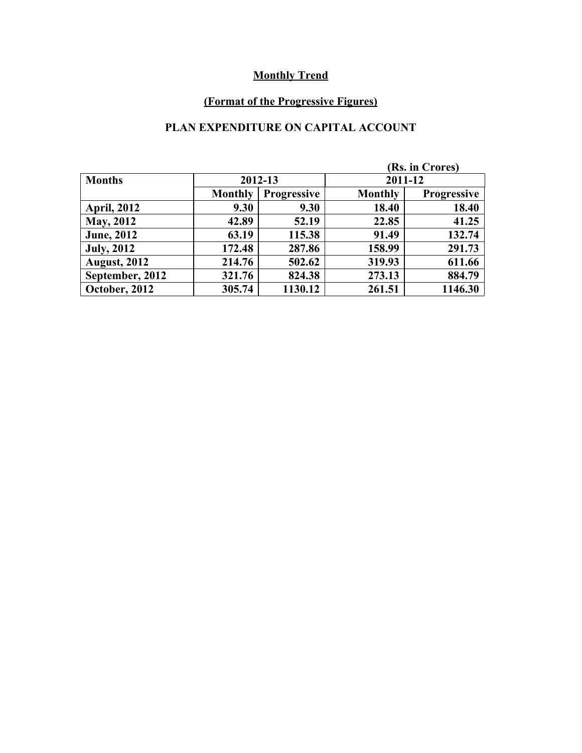**Monthly Trend**

**(Format of the Progressive Figures)**

**PLAN EXPENDITURE ON CAPITAL ACCOUNT**

(Rs. in Crores)

| Months | 2012-13 | | 2011-12 | |
|---|---|---|---|---|
| | Monthly | Progressive | Monthly | Progressive |
| April, 2012 | 9.30 | 9.30 | 18.40 | 18.40 |
| May, 2012 | 42.89 | 52.19 | 22.85 | 41.25 |
| June, 2012 | 63.19 | 115.38 | 91.49 | 132.74 |
| July, 2012 | 172.48 | 287.86 | 158.99 | 291.73 |
| August, 2012 | 214.76 | 502.62 | 319.93 | 611.66 |
| September, 2012 | 321.76 | 824.38 | 273.13 | 884.79 |
| October, 2012 | 305.74 | 1130.12 | 261.51 | 1146.30 |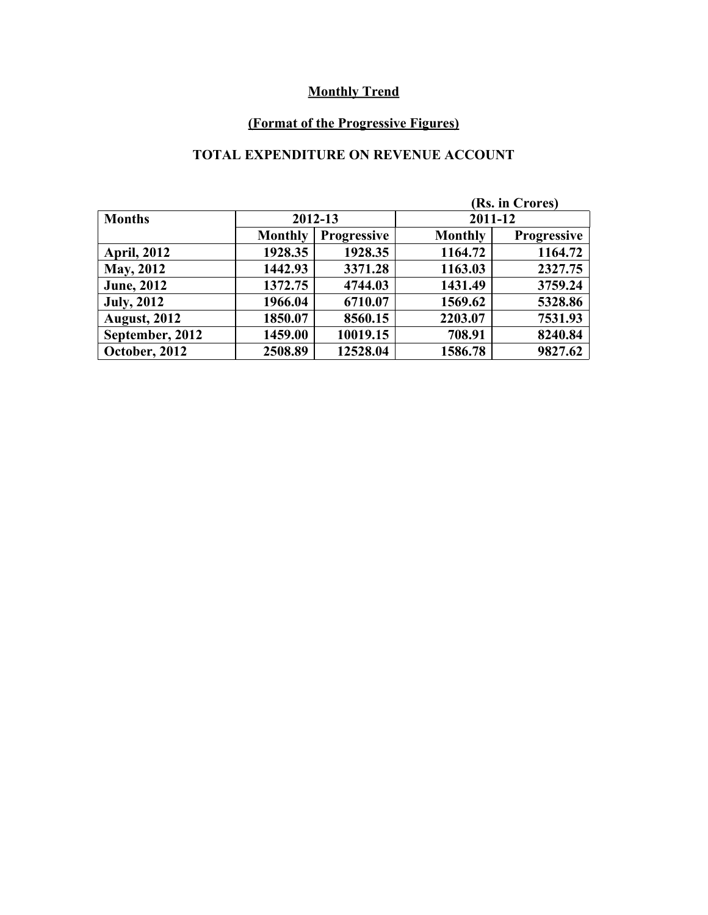**Monthly Trend**

**(Format of the Progressive Figures)**

**TOTAL EXPENDITURE ON REVENUE ACCOUNT**

(Rs. in Crores)

| Months | 2012-13 | | 2011-12 | |
|---|---|---|---|---|
| | Monthly | Progressive | Monthly | Progressive |
| April, 2012 | 1928.35 | 1928.35 | 1164.72 | 1164.72 |
| May, 2012 | 1442.93 | 3371.28 | 1163.03 | 2327.75 |
| June, 2012 | 1372.75 | 4744.03 | 1431.49 | 3759.24 |
| July, 2012 | 1966.04 | 6710.07 | 1569.62 | 5328.86 |
| August, 2012 | 1850.07 | 8560.15 | 2203.07 | 7531.93 |
| September, 2012 | 1459.00 | 10019.15 | 708.91 | 8240.84 |
| October, 2012 | 2508.89 | 12528.04 | 1586.78 | 9827.62 |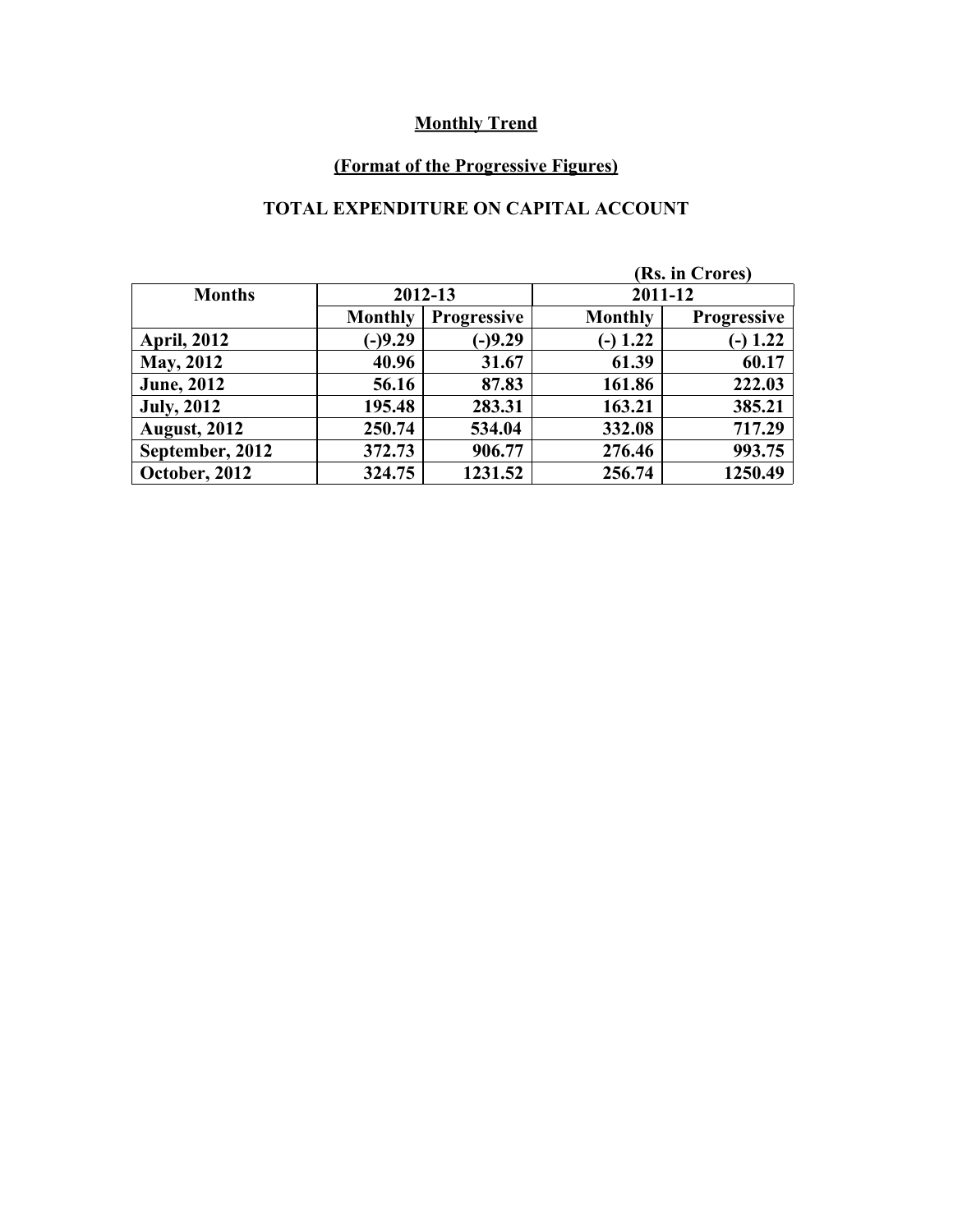**Monthly Trend**

**(Format of the Progressive Figures)**

**TOTAL EXPENDITURE ON CAPITAL ACCOUNT**

(Rs. in Crores)

| Months | 2012-13 | | 2011-12 | |
|---|---|---|---|---|
| | Monthly | Progressive | Monthly | Progressive |
| April, 2012 | (-)9.29 | (-)9.29 | (-) 1.22 | (-) 1.22 |
| May, 2012 | 40.96 | 31.67 | 61.39 | 60.17 |
| June, 2012 | 56.16 | 87.83 | 161.86 | 222.03 |
| July, 2012 | 195.48 | 283.31 | 163.21 | 385.21 |
| August, 2012 | 250.74 | 534.04 | 332.08 | 717.29 |
| September, 2012 | 372.73 | 906.77 | 276.46 | 993.75 |
| October, 2012 | 324.75 | 1231.52 | 256.74 | 1250.49 |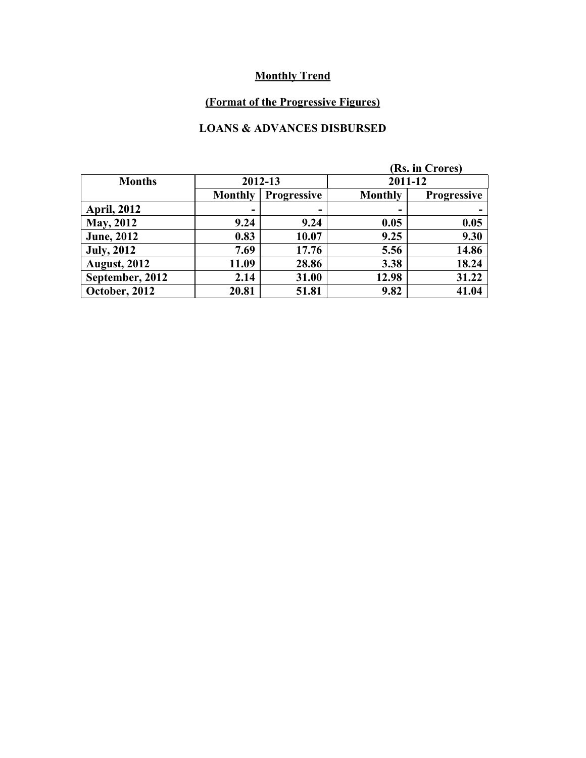## Monthly Trend

### (Format of the Progressive Figures)

### LOANS & ADVANCES DISBURSED

(Rs. in Crores)

| Months | 2012-13 | | 2011-12 | |
|---|---|---|---|---|
| | Monthly | Progressive | Monthly | Progressive |
| April, 2012 | - | - | - | - |
| May, 2012 | 9.24 | 9.24 | 0.05 | 0.05 |
| June, 2012 | 0.83 | 10.07 | 9.25 | 9.30 |
| July, 2012 | 7.69 | 17.76 | 5.56 | 14.86 |
| August, 2012 | 11.09 | 28.86 | 3.38 | 18.24 |
| September, 2012 | 2.14 | 31.00 | 12.98 | 31.22 |
| October, 2012 | 20.81 | 51.81 | 9.82 | 41.04 |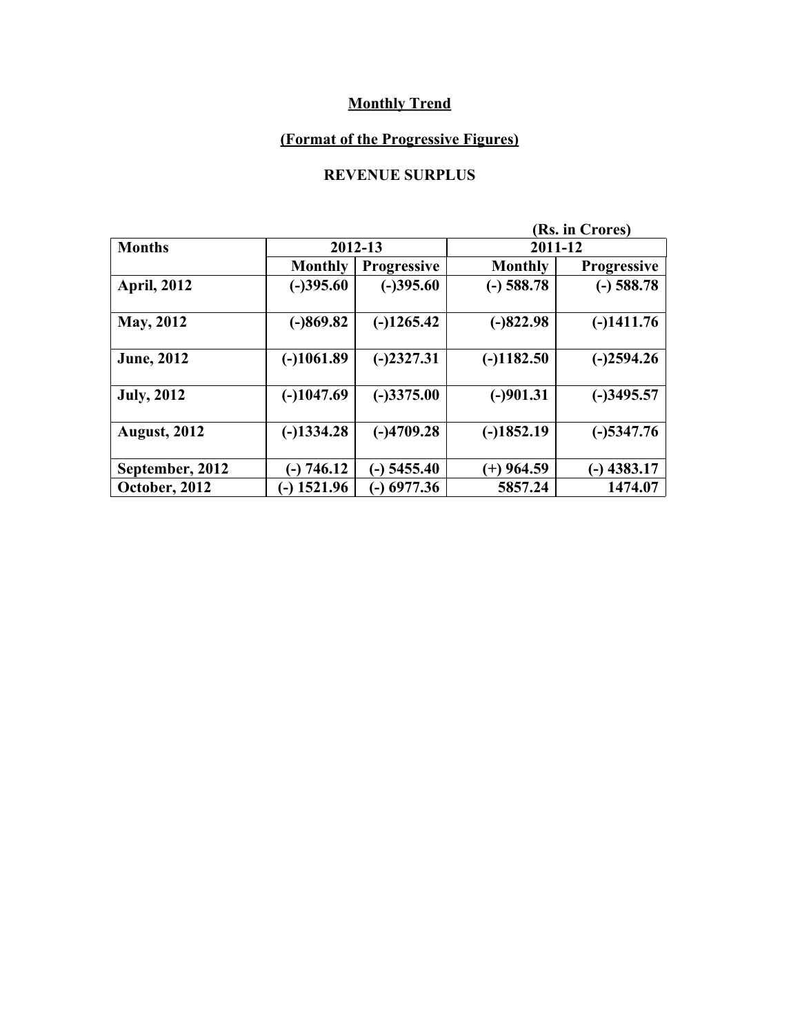**Monthly Trend**

**(Format of the Progressive Figures)**

**REVENUE SURPLUS**

(Rs. in Crores)

| Months | 2012-13 | | 2011-12 | |
|---|---|---|---|---|
| | Monthly | Progressive | Monthly | Progressive |
| April, 2012 | (-)395.60 | (-)395.60 | (-) 588.78 | (-) 588.78 |
| May, 2012 | (-)869.82 | (-)1265.42 | (-)822.98 | (-)1411.76 |
| June, 2012 | (-)1061.89 | (-)2327.31 | (-)1182.50 | (-)2594.26 |
| July, 2012 | (-)1047.69 | (-)3375.00 | (-)901.31 | (-)3495.57 |
| August, 2012 | (-)1334.28 | (-)4709.28 | (-)1852.19 | (-)5347.76 |
| September, 2012 | (-) 746.12 | (-) 5455.40 | (+) 964.59 | (-) 4383.17 |
| October, 2012 | (-) 1521.96 | (-) 6977.36 | 5857.24 | 1474.07 |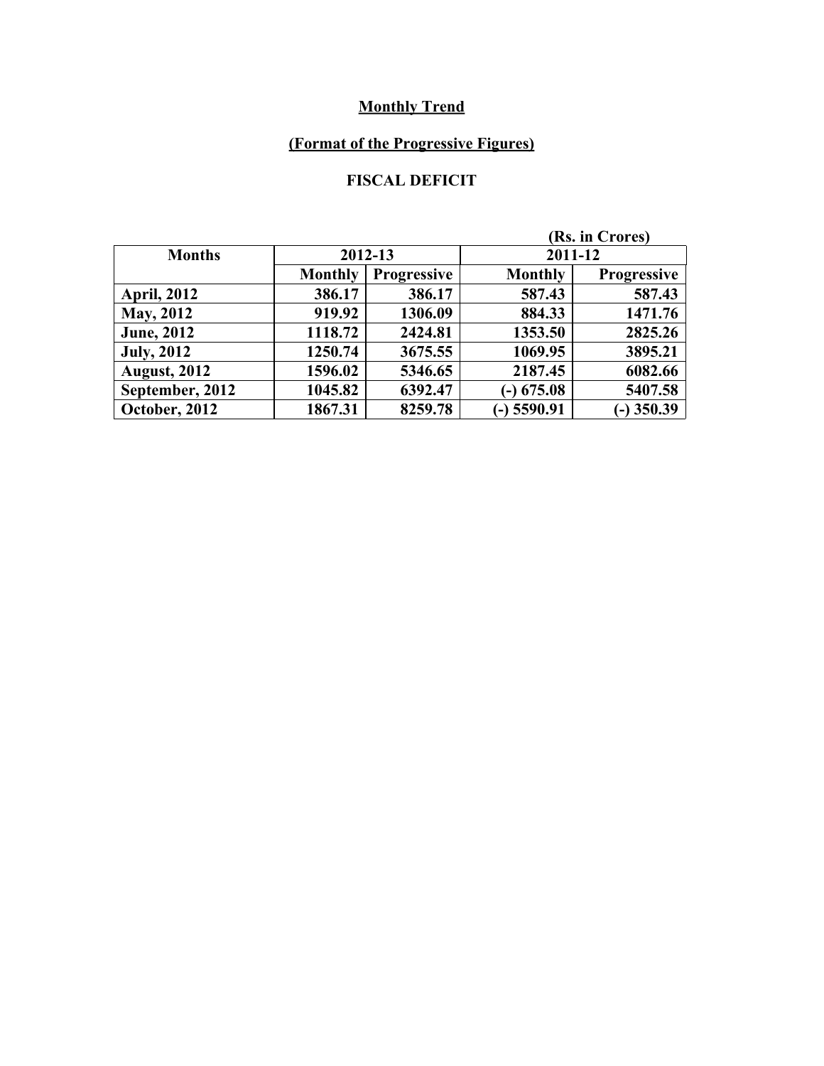**Monthly Trend**

**(Format of the Progressive Figures)**

**FISCAL DEFICIT**

(Rs. in Crores)

| Months | 2012-13 | | 2011-12 | |
|---|---|---|---|---|
| | Monthly | Progressive | Monthly | Progressive |
| April, 2012 | 386.17 | 386.17 | 587.43 | 587.43 |
| May, 2012 | 919.92 | 1306.09 | 884.33 | 1471.76 |
| June, 2012 | 1118.72 | 2424.81 | 1353.50 | 2825.26 |
| July, 2012 | 1250.74 | 3675.55 | 1069.95 | 3895.21 |
| August, 2012 | 1596.02 | 5346.65 | 2187.45 | 6082.66 |
| September, 2012 | 1045.82 | 6392.47 | (-) 675.08 | 5407.58 |
| October, 2012 | 1867.31 | 8259.78 | (-) 5590.91 | (-) 350.39 |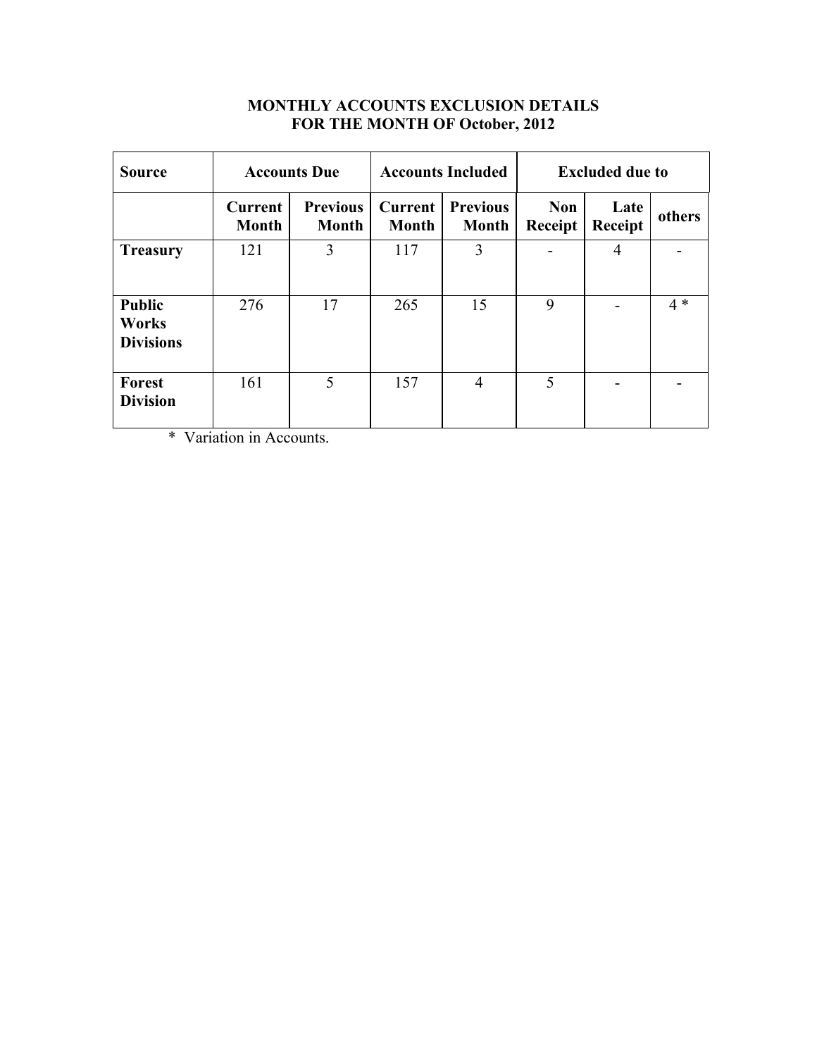**MONTHLY ACCOUNTS EXCLUSION DETAILS**
**FOR THE MONTH OF October, 2012**

| Source | Accounts Due | | Accounts Included | | Excluded due to | | |
|---|---|---|---|---|---|---|---|
| | Current Month | Previous Month | Current Month | Previous Month | Non Receipt | Late Receipt | others |
| **Treasury** | 121 | 3 | 117 | 3 | - | 4 | - |
| **Public Works Divisions** | 276 | 17 | 265 | 15 | 9 | - | 4 * |
| **Forest Division** | 161 | 5 | 157 | 4 | 5 | - | - |

* Variation in Accounts.